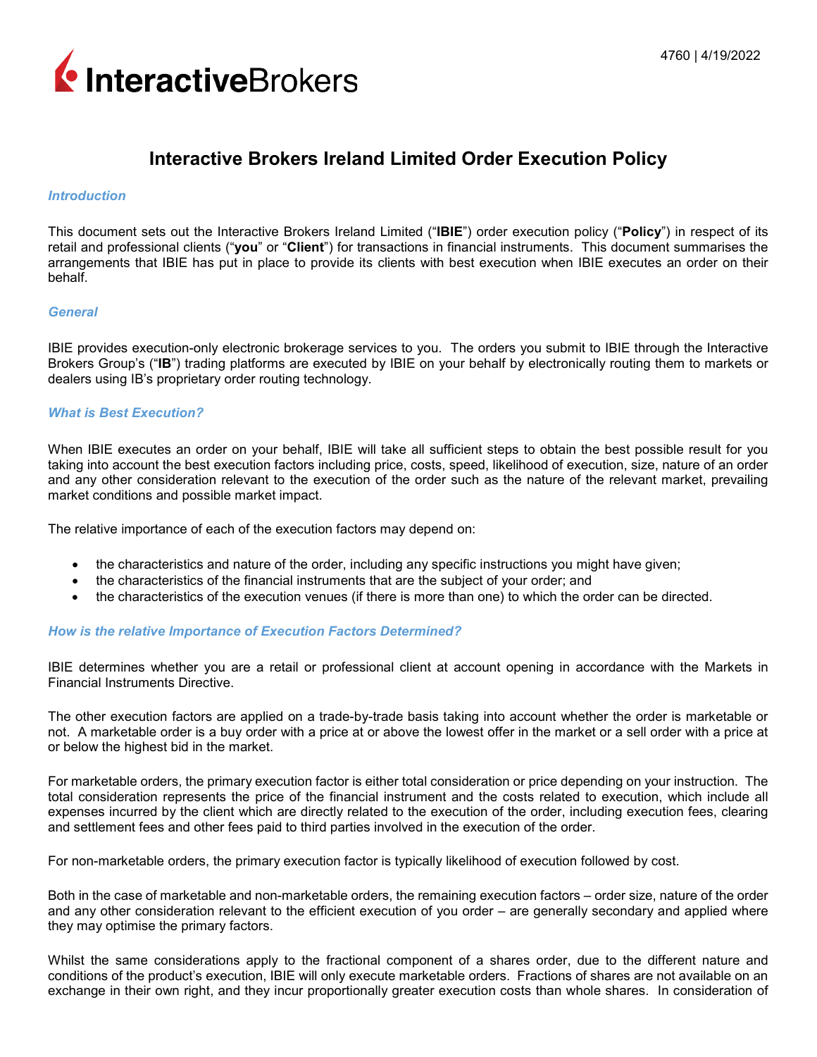# Interactive Brokers Ireland Limited Order Execution Policy

### *Introduction*

This document sets out the Interactive Brokers Ireland Limited ("**IBIE**") order execution policy ("**Policy**") in respect of its retail and professional clients ("**you**" or "**Client**") for transactions in financial instruments. This document summarises the arrangements that IBIE has put in place to provide its clients with best execution when IBIE executes an order on their behalf.

### *General*

IBIE provides execution-only electronic brokerage services to you. The orders you submit to IBIE through the Interactive Brokers Group's ("**IB**") trading platforms are executed by IBIE on your behalf by electronically routing them to markets or dealers using IB's proprietary order routing technology.

### *What is Best Execution?*

When IBIE executes an order on your behalf, IBIE will take all sufficient steps to obtain the best possible result for you taking into account the best execution factors including price, costs, speed, likelihood of execution, size, nature of an order and any other consideration relevant to the execution of the order such as the nature of the relevant market, prevailing market conditions and possible market impact.

The relative importance of each of the execution factors may depend on:

- the characteristics and nature of the order, including any specific instructions you might have given;
- the characteristics of the financial instruments that are the subject of your order; and
- the characteristics of the execution venues (if there is more than one) to which the order can be directed.

### *How is the relative Importance of Execution Factors Determined?*

IBIE determines whether you are a retail or professional client at account opening in accordance with the Markets in Financial Instruments Directive.

The other execution factors are applied on a trade-by-trade basis taking into account whether the order is marketable or not. A marketable order is a buy order with a price at or above the lowest offer in the market or a sell order with a price at or below the highest bid in the market.

For marketable orders, the primary execution factor is either total consideration or price depending on your instruction. The total consideration represents the price of the financial instrument and the costs related to execution, which include all expenses incurred by the client which are directly related to the execution of the order, including execution fees, clearing and settlement fees and other fees paid to third parties involved in the execution of the order.

For non-marketable orders, the primary execution factor is typically likelihood of execution followed by cost.

Both in the case of marketable and non-marketable orders, the remaining execution factors – order size, nature of the order and any other consideration relevant to the efficient execution of you order – are generally secondary and applied where they may optimise the primary factors.

Whilst the same considerations apply to the fractional component of a shares order, due to the different nature and conditions of the product's execution, IBIE will only execute marketable orders. Fractions of shares are not available on an exchange in their own right, and they incur proportionally greater execution costs than whole shares. In consideration of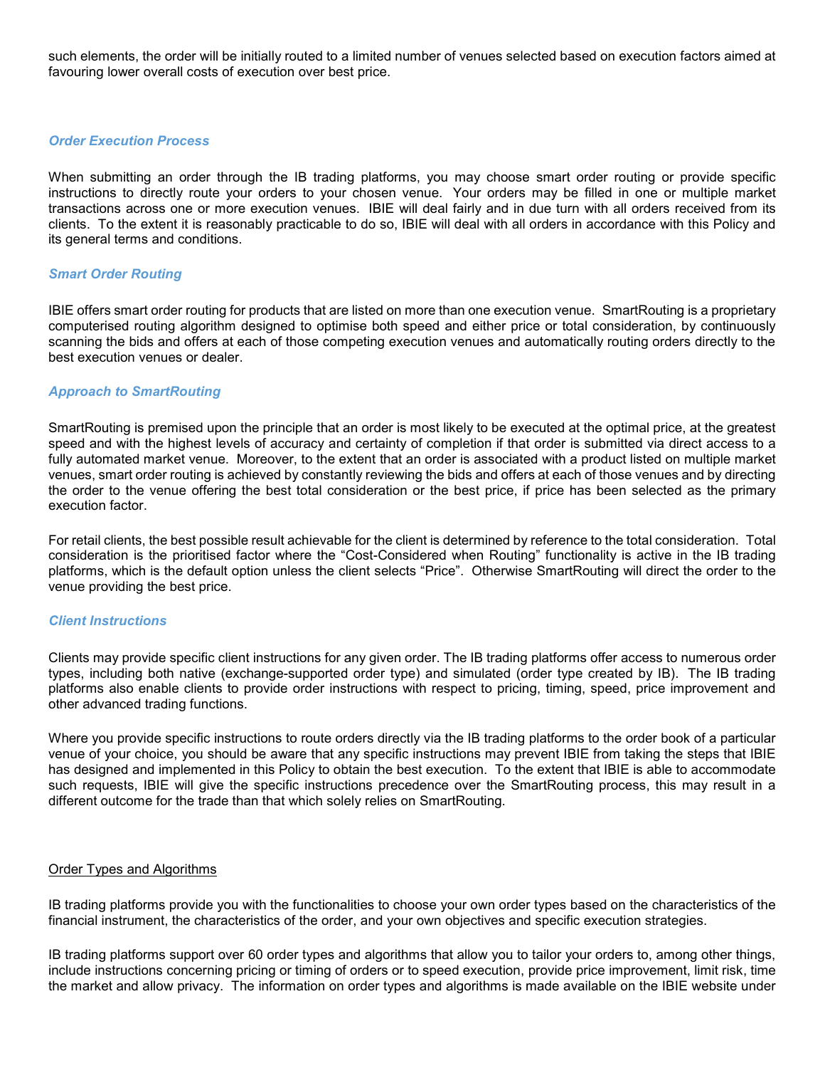such elements, the order will be initially routed to a limited number of venues selected based on execution factors aimed at favouring lower overall costs of execution over best price.

### *Order Execution Process*

When submitting an order through the IB trading platforms, you may choose smart order routing or provide specific instructions to directly route your orders to your chosen venue. Your orders may be filled in one or multiple market transactions across one or more execution venues. IBIE will deal fairly and in due turn with all orders received from its clients. To the extent it is reasonably practicable to do so, IBIE will deal with all orders in accordance with this Policy and its general terms and conditions.

### *Smart Order Routing*

IBIE offers smart order routing for products that are listed on more than one execution venue. SmartRouting is a proprietary computerised routing algorithm designed to optimise both speed and either price or total consideration, by continuously scanning the bids and offers at each of those competing execution venues and automatically routing orders directly to the best execution venues or dealer.

### *Approach to SmartRouting*

SmartRouting is premised upon the principle that an order is most likely to be executed at the optimal price, at the greatest speed and with the highest levels of accuracy and certainty of completion if that order is submitted via direct access to a fully automated market venue. Moreover, to the extent that an order is associated with a product listed on multiple market venues, smart order routing is achieved by constantly reviewing the bids and offers at each of those venues and by directing the order to the venue offering the best total consideration or the best price, if price has been selected as the primary execution factor.

For retail clients, the best possible result achievable for the client is determined by reference to the total consideration. Total consideration is the prioritised factor where the "Cost-Considered when Routing" functionality is active in the IB trading platforms, which is the default option unless the client selects "Price". Otherwise SmartRouting will direct the order to the venue providing the best price.

### *Client Instructions*

Clients may provide specific client instructions for any given order. The IB trading platforms offer access to numerous order types, including both native (exchange-supported order type) and simulated (order type created by IB). The IB trading platforms also enable clients to provide order instructions with respect to pricing, timing, speed, price improvement and other advanced trading functions.

Where you provide specific instructions to route orders directly via the IB trading platforms to the order book of a particular venue of your choice, you should be aware that any specific instructions may prevent IBIE from taking the steps that IBIE has designed and implemented in this Policy to obtain the best execution. To the extent that IBIE is able to accommodate such requests, IBIE will give the specific instructions precedence over the SmartRouting process, this may result in a different outcome for the trade than that which solely relies on SmartRouting.

<u>Order Types and Algorithms</u>

IB trading platforms provide you with the functionalities to choose your own order types based on the characteristics of the financial instrument, the characteristics of the order, and your own objectives and specific execution strategies.

IB trading platforms support over 60 order types and algorithms that allow you to tailor your orders to, among other things, include instructions concerning pricing or timing of orders or to speed execution, provide price improvement, limit risk, time the market and allow privacy. The information on order types and algorithms is made available on the IBIE website under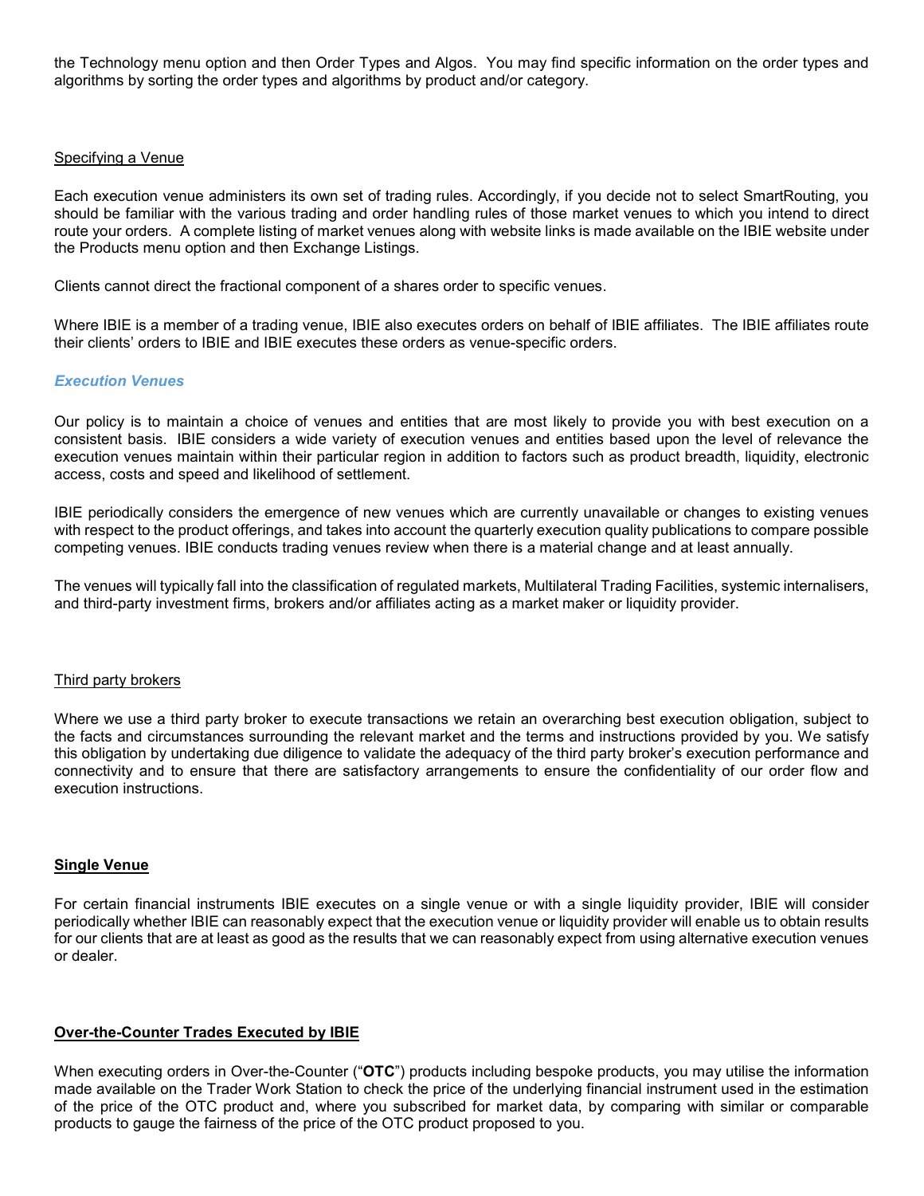the Technology menu option and then Order Types and Algos. You may find specific information on the order types and algorithms by sorting the order types and algorithms by product and/or category.

<u>Specifying a Venue</u>

Each execution venue administers its own set of trading rules. Accordingly, if you decide not to select SmartRouting, you should be familiar with the various trading and order handling rules of those market venues to which you intend to direct route your orders. A complete listing of market venues along with website links is made available on the IBIE website under the Products menu option and then Exchange Listings.

Clients cannot direct the fractional component of a shares order to specific venues.

Where IBIE is a member of a trading venue, IBIE also executes orders on behalf of IBIE affiliates. The IBIE affiliates route their clients' orders to IBIE and IBIE executes these orders as venue-specific orders.

### *Execution Venues*

Our policy is to maintain a choice of venues and entities that are most likely to provide you with best execution on a consistent basis. IBIE considers a wide variety of execution venues and entities based upon the level of relevance the execution venues maintain within their particular region in addition to factors such as product breadth, liquidity, electronic access, costs and speed and likelihood of settlement.

IBIE periodically considers the emergence of new venues which are currently unavailable or changes to existing venues with respect to the product offerings, and takes into account the quarterly execution quality publications to compare possible competing venues. IBIE conducts trading venues review when there is a material change and at least annually.

The venues will typically fall into the classification of regulated markets, Multilateral Trading Facilities, systemic internalisers, and third-party investment firms, brokers and/or affiliates acting as a market maker or liquidity provider.

<u>Third party brokers</u>

Where we use a third party broker to execute transactions we retain an overarching best execution obligation, subject to the facts and circumstances surrounding the relevant market and the terms and instructions provided by you. We satisfy this obligation by undertaking due diligence to validate the adequacy of the third party broker's execution performance and connectivity and to ensure that there are satisfactory arrangements to ensure the confidentiality of our order flow and execution instructions.

#### <u>**Single Venue**</u>

For certain financial instruments IBIE executes on a single venue or with a single liquidity provider, IBIE will consider periodically whether IBIE can reasonably expect that the execution venue or liquidity provider will enable us to obtain results for our clients that are at least as good as the results that we can reasonably expect from using alternative execution venues or dealer.

#### <u>**Over-the-Counter Trades Executed by IBIE**</u>

When executing orders in Over-the-Counter ("**OTC**") products including bespoke products, you may utilise the information made available on the Trader Work Station to check the price of the underlying financial instrument used in the estimation of the price of the OTC product and, where you subscribed for market data, by comparing with similar or comparable products to gauge the fairness of the price of the OTC product proposed to you.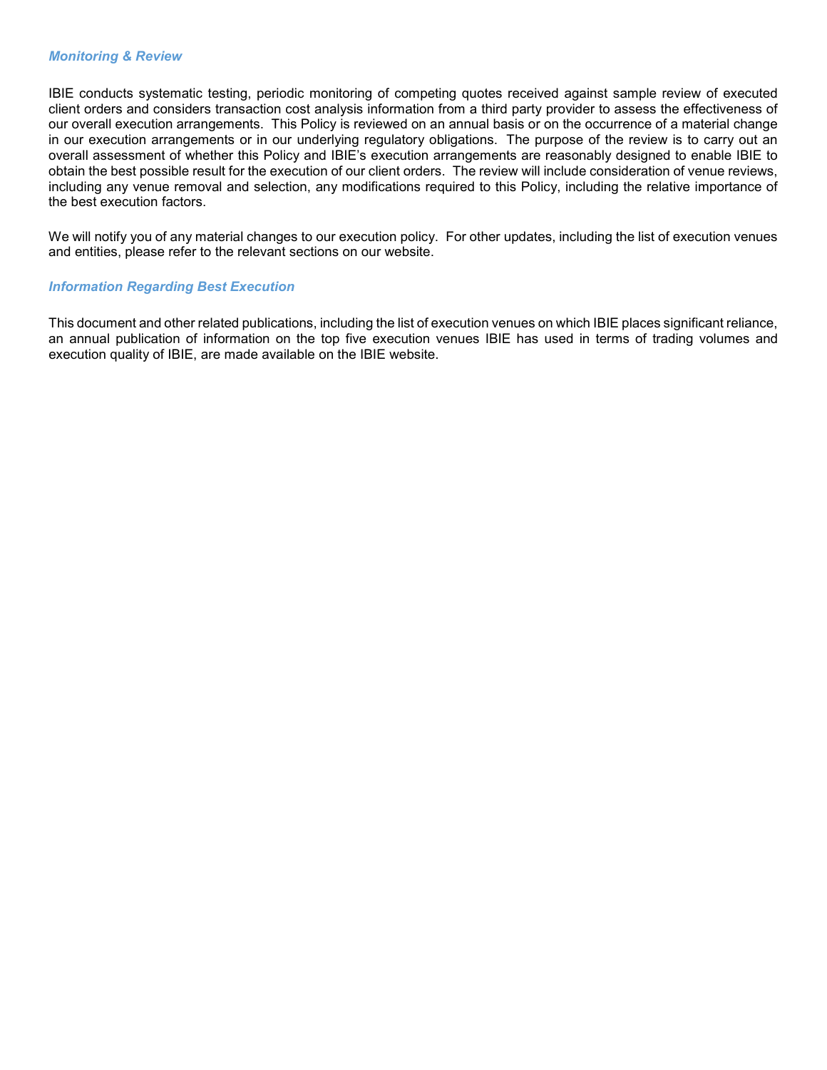### *Monitoring & Review*

IBIE conducts systematic testing, periodic monitoring of competing quotes received against sample review of executed client orders and considers transaction cost analysis information from a third party provider to assess the effectiveness of our overall execution arrangements. This Policy is reviewed on an annual basis or on the occurrence of a material change in our execution arrangements or in our underlying regulatory obligations. The purpose of the review is to carry out an overall assessment of whether this Policy and IBIE's execution arrangements are reasonably designed to enable IBIE to obtain the best possible result for the execution of our client orders. The review will include consideration of venue reviews, including any venue removal and selection, any modifications required to this Policy, including the relative importance of the best execution factors.

We will notify you of any material changes to our execution policy. For other updates, including the list of execution venues and entities, please refer to the relevant sections on our website.

### *Information Regarding Best Execution*

This document and other related publications, including the list of execution venues on which IBIE places significant reliance, an annual publication of information on the top five execution venues IBIE has used in terms of trading volumes and execution quality of IBIE, are made available on the IBIE website.